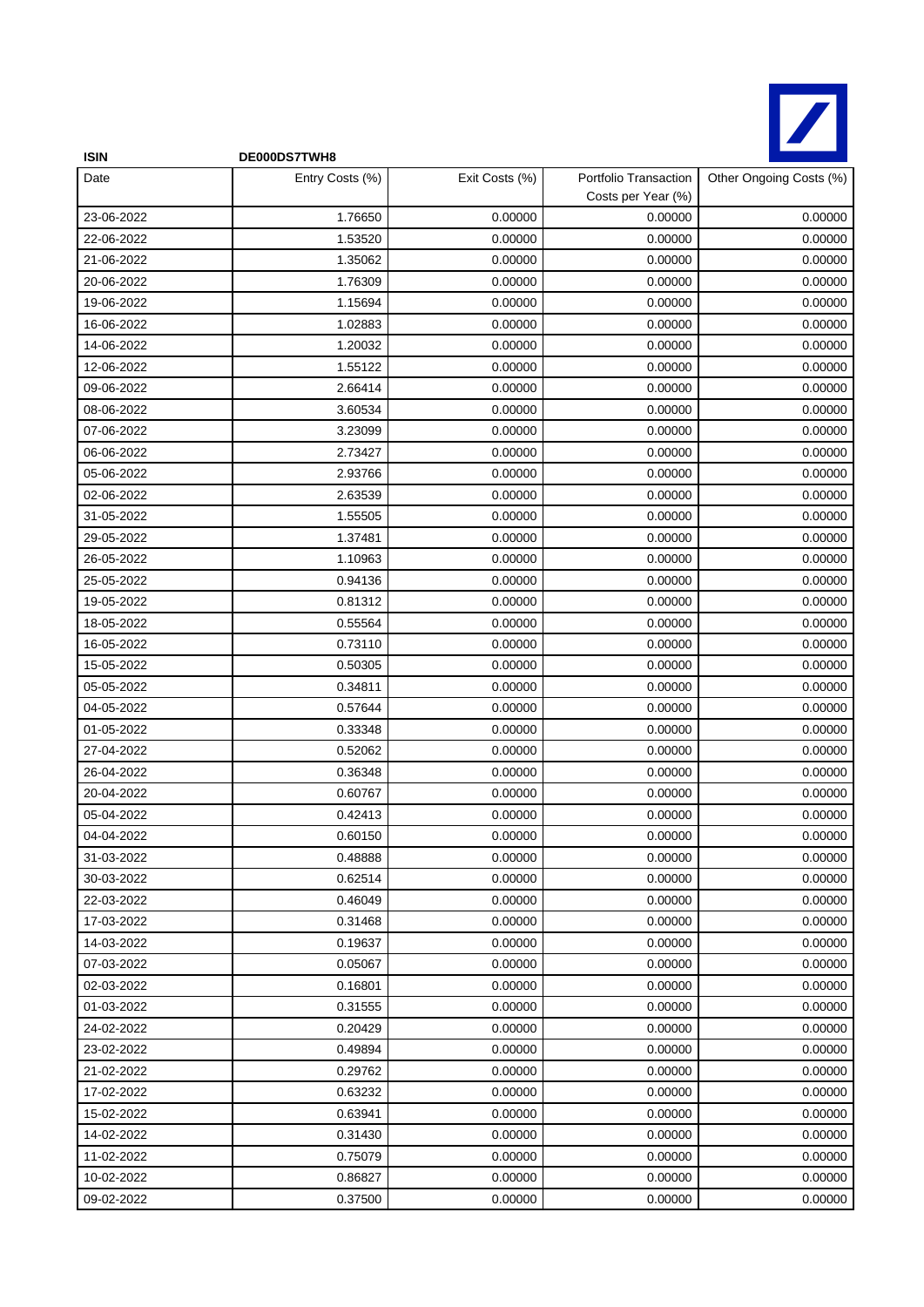**ISIN** **DE000DS7TWH8**

| Date | Entry Costs (%) | Exit Costs (%) | Portfolio Transaction Costs per Year (%) | Other Ongoing Costs (%) |
|---|---|---|---|---|
| 23-06-2022 | 1.76650 | 0.00000 | 0.00000 | 0.00000 |
| 22-06-2022 | 1.53520 | 0.00000 | 0.00000 | 0.00000 |
| 21-06-2022 | 1.35062 | 0.00000 | 0.00000 | 0.00000 |
| 20-06-2022 | 1.76309 | 0.00000 | 0.00000 | 0.00000 |
| 19-06-2022 | 1.15694 | 0.00000 | 0.00000 | 0.00000 |
| 16-06-2022 | 1.02883 | 0.00000 | 0.00000 | 0.00000 |
| 14-06-2022 | 1.20032 | 0.00000 | 0.00000 | 0.00000 |
| 12-06-2022 | 1.55122 | 0.00000 | 0.00000 | 0.00000 |
| 09-06-2022 | 2.66414 | 0.00000 | 0.00000 | 0.00000 |
| 08-06-2022 | 3.60534 | 0.00000 | 0.00000 | 0.00000 |
| 07-06-2022 | 3.23099 | 0.00000 | 0.00000 | 0.00000 |
| 06-06-2022 | 2.73427 | 0.00000 | 0.00000 | 0.00000 |
| 05-06-2022 | 2.93766 | 0.00000 | 0.00000 | 0.00000 |
| 02-06-2022 | 2.63539 | 0.00000 | 0.00000 | 0.00000 |
| 31-05-2022 | 1.55505 | 0.00000 | 0.00000 | 0.00000 |
| 29-05-2022 | 1.37481 | 0.00000 | 0.00000 | 0.00000 |
| 26-05-2022 | 1.10963 | 0.00000 | 0.00000 | 0.00000 |
| 25-05-2022 | 0.94136 | 0.00000 | 0.00000 | 0.00000 |
| 19-05-2022 | 0.81312 | 0.00000 | 0.00000 | 0.00000 |
| 18-05-2022 | 0.55564 | 0.00000 | 0.00000 | 0.00000 |
| 16-05-2022 | 0.73110 | 0.00000 | 0.00000 | 0.00000 |
| 15-05-2022 | 0.50305 | 0.00000 | 0.00000 | 0.00000 |
| 05-05-2022 | 0.34811 | 0.00000 | 0.00000 | 0.00000 |
| 04-05-2022 | 0.57644 | 0.00000 | 0.00000 | 0.00000 |
| 01-05-2022 | 0.33348 | 0.00000 | 0.00000 | 0.00000 |
| 27-04-2022 | 0.52062 | 0.00000 | 0.00000 | 0.00000 |
| 26-04-2022 | 0.36348 | 0.00000 | 0.00000 | 0.00000 |
| 20-04-2022 | 0.60767 | 0.00000 | 0.00000 | 0.00000 |
| 05-04-2022 | 0.42413 | 0.00000 | 0.00000 | 0.00000 |
| 04-04-2022 | 0.60150 | 0.00000 | 0.00000 | 0.00000 |
| 31-03-2022 | 0.48888 | 0.00000 | 0.00000 | 0.00000 |
| 30-03-2022 | 0.62514 | 0.00000 | 0.00000 | 0.00000 |
| 22-03-2022 | 0.46049 | 0.00000 | 0.00000 | 0.00000 |
| 17-03-2022 | 0.31468 | 0.00000 | 0.00000 | 0.00000 |
| 14-03-2022 | 0.19637 | 0.00000 | 0.00000 | 0.00000 |
| 07-03-2022 | 0.05067 | 0.00000 | 0.00000 | 0.00000 |
| 02-03-2022 | 0.16801 | 0.00000 | 0.00000 | 0.00000 |
| 01-03-2022 | 0.31555 | 0.00000 | 0.00000 | 0.00000 |
| 24-02-2022 | 0.20429 | 0.00000 | 0.00000 | 0.00000 |
| 23-02-2022 | 0.49894 | 0.00000 | 0.00000 | 0.00000 |
| 21-02-2022 | 0.29762 | 0.00000 | 0.00000 | 0.00000 |
| 17-02-2022 | 0.63232 | 0.00000 | 0.00000 | 0.00000 |
| 15-02-2022 | 0.63941 | 0.00000 | 0.00000 | 0.00000 |
| 14-02-2022 | 0.31430 | 0.00000 | 0.00000 | 0.00000 |
| 11-02-2022 | 0.75079 | 0.00000 | 0.00000 | 0.00000 |
| 10-02-2022 | 0.86827 | 0.00000 | 0.00000 | 0.00000 |
| 09-02-2022 | 0.37500 | 0.00000 | 0.00000 | 0.00000 |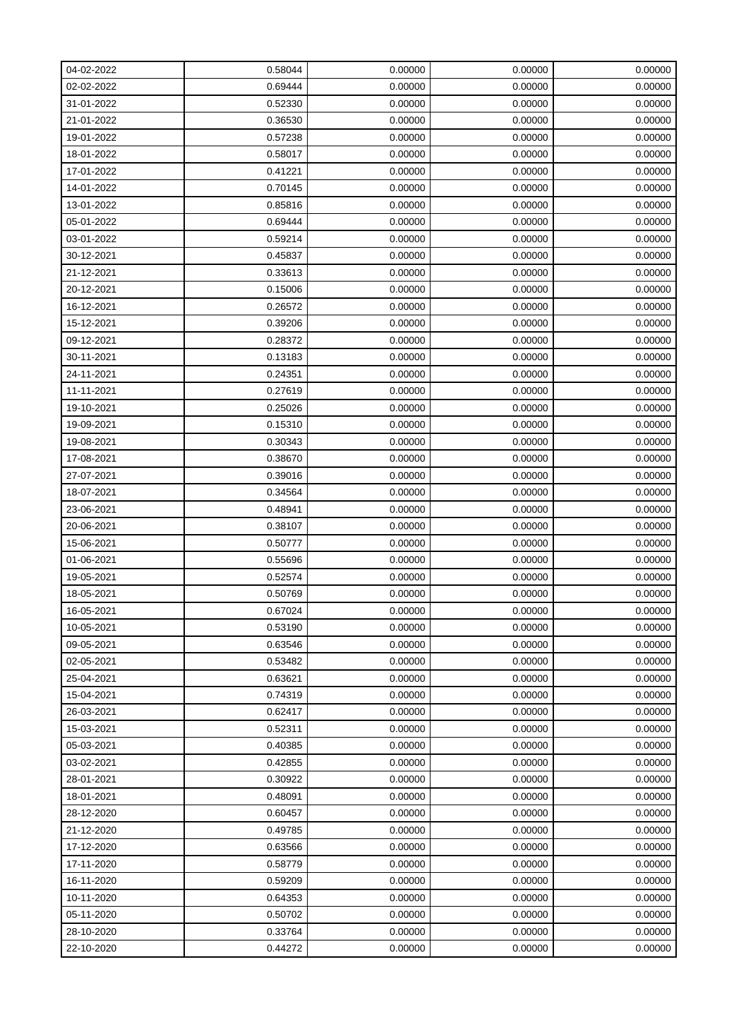| 04-02-2022 | 0.58044 | 0.00000 | 0.00000 | 0.00000 |
|---|---|---|---|---|
| 02-02-2022 | 0.69444 | 0.00000 | 0.00000 | 0.00000 |
| 31-01-2022 | 0.52330 | 0.00000 | 0.00000 | 0.00000 |
| 21-01-2022 | 0.36530 | 0.00000 | 0.00000 | 0.00000 |
| 19-01-2022 | 0.57238 | 0.00000 | 0.00000 | 0.00000 |
| 18-01-2022 | 0.58017 | 0.00000 | 0.00000 | 0.00000 |
| 17-01-2022 | 0.41221 | 0.00000 | 0.00000 | 0.00000 |
| 14-01-2022 | 0.70145 | 0.00000 | 0.00000 | 0.00000 |
| 13-01-2022 | 0.85816 | 0.00000 | 0.00000 | 0.00000 |
| 05-01-2022 | 0.69444 | 0.00000 | 0.00000 | 0.00000 |
| 03-01-2022 | 0.59214 | 0.00000 | 0.00000 | 0.00000 |
| 30-12-2021 | 0.45837 | 0.00000 | 0.00000 | 0.00000 |
| 21-12-2021 | 0.33613 | 0.00000 | 0.00000 | 0.00000 |
| 20-12-2021 | 0.15006 | 0.00000 | 0.00000 | 0.00000 |
| 16-12-2021 | 0.26572 | 0.00000 | 0.00000 | 0.00000 |
| 15-12-2021 | 0.39206 | 0.00000 | 0.00000 | 0.00000 |
| 09-12-2021 | 0.28372 | 0.00000 | 0.00000 | 0.00000 |
| 30-11-2021 | 0.13183 | 0.00000 | 0.00000 | 0.00000 |
| 24-11-2021 | 0.24351 | 0.00000 | 0.00000 | 0.00000 |
| 11-11-2021 | 0.27619 | 0.00000 | 0.00000 | 0.00000 |
| 19-10-2021 | 0.25026 | 0.00000 | 0.00000 | 0.00000 |
| 19-09-2021 | 0.15310 | 0.00000 | 0.00000 | 0.00000 |
| 19-08-2021 | 0.30343 | 0.00000 | 0.00000 | 0.00000 |
| 17-08-2021 | 0.38670 | 0.00000 | 0.00000 | 0.00000 |
| 27-07-2021 | 0.39016 | 0.00000 | 0.00000 | 0.00000 |
| 18-07-2021 | 0.34564 | 0.00000 | 0.00000 | 0.00000 |
| 23-06-2021 | 0.48941 | 0.00000 | 0.00000 | 0.00000 |
| 20-06-2021 | 0.38107 | 0.00000 | 0.00000 | 0.00000 |
| 15-06-2021 | 0.50777 | 0.00000 | 0.00000 | 0.00000 |
| 01-06-2021 | 0.55696 | 0.00000 | 0.00000 | 0.00000 |
| 19-05-2021 | 0.52574 | 0.00000 | 0.00000 | 0.00000 |
| 18-05-2021 | 0.50769 | 0.00000 | 0.00000 | 0.00000 |
| 16-05-2021 | 0.67024 | 0.00000 | 0.00000 | 0.00000 |
| 10-05-2021 | 0.53190 | 0.00000 | 0.00000 | 0.00000 |
| 09-05-2021 | 0.63546 | 0.00000 | 0.00000 | 0.00000 |
| 02-05-2021 | 0.53482 | 0.00000 | 0.00000 | 0.00000 |
| 25-04-2021 | 0.63621 | 0.00000 | 0.00000 | 0.00000 |
| 15-04-2021 | 0.74319 | 0.00000 | 0.00000 | 0.00000 |
| 26-03-2021 | 0.62417 | 0.00000 | 0.00000 | 0.00000 |
| 15-03-2021 | 0.52311 | 0.00000 | 0.00000 | 0.00000 |
| 05-03-2021 | 0.40385 | 0.00000 | 0.00000 | 0.00000 |
| 03-02-2021 | 0.42855 | 0.00000 | 0.00000 | 0.00000 |
| 28-01-2021 | 0.30922 | 0.00000 | 0.00000 | 0.00000 |
| 18-01-2021 | 0.48091 | 0.00000 | 0.00000 | 0.00000 |
| 28-12-2020 | 0.60457 | 0.00000 | 0.00000 | 0.00000 |
| 21-12-2020 | 0.49785 | 0.00000 | 0.00000 | 0.00000 |
| 17-12-2020 | 0.63566 | 0.00000 | 0.00000 | 0.00000 |
| 17-11-2020 | 0.58779 | 0.00000 | 0.00000 | 0.00000 |
| 16-11-2020 | 0.59209 | 0.00000 | 0.00000 | 0.00000 |
| 10-11-2020 | 0.64353 | 0.00000 | 0.00000 | 0.00000 |
| 05-11-2020 | 0.50702 | 0.00000 | 0.00000 | 0.00000 |
| 28-10-2020 | 0.33764 | 0.00000 | 0.00000 | 0.00000 |
| 22-10-2020 | 0.44272 | 0.00000 | 0.00000 | 0.00000 |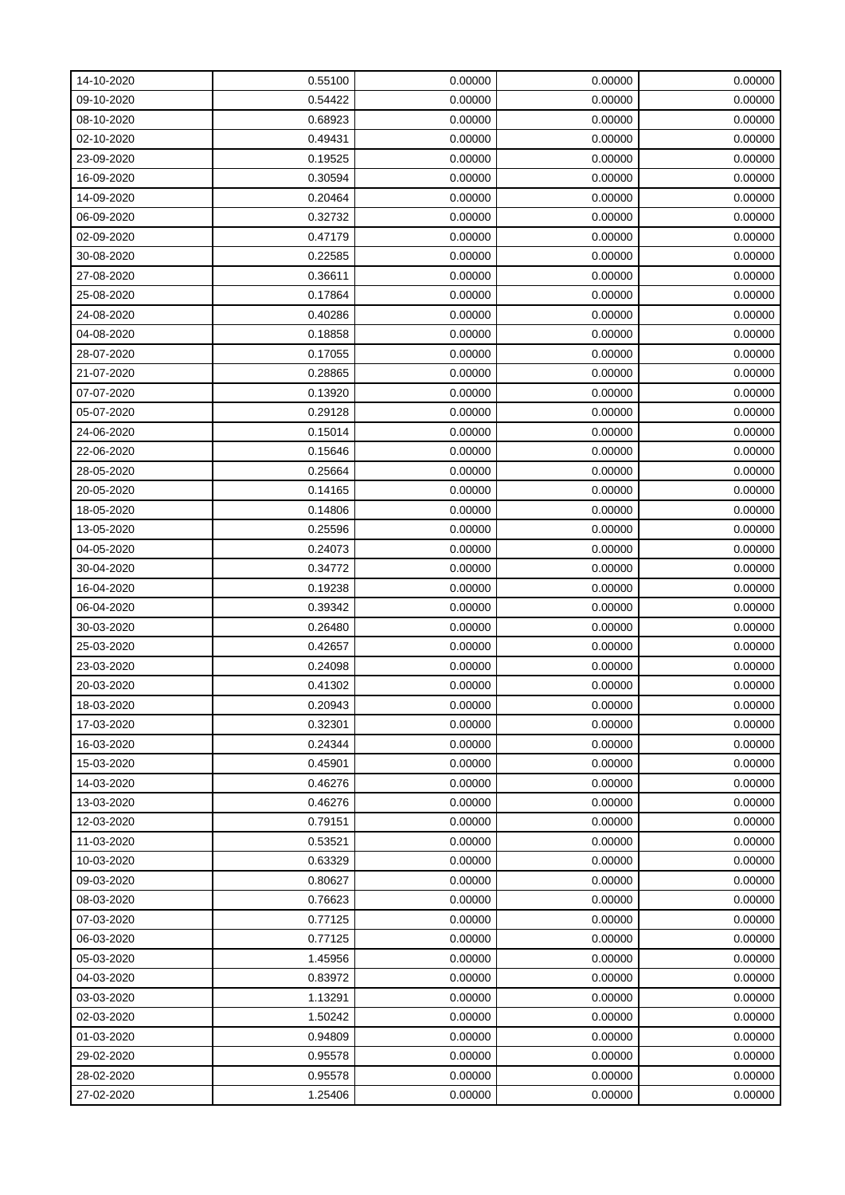| 14-10-2020 | 0.55100 | 0.00000 | 0.00000 | 0.00000 |
|---|---|---|---|---|
| 09-10-2020 | 0.54422 | 0.00000 | 0.00000 | 0.00000 |
| 08-10-2020 | 0.68923 | 0.00000 | 0.00000 | 0.00000 |
| 02-10-2020 | 0.49431 | 0.00000 | 0.00000 | 0.00000 |
| 23-09-2020 | 0.19525 | 0.00000 | 0.00000 | 0.00000 |
| 16-09-2020 | 0.30594 | 0.00000 | 0.00000 | 0.00000 |
| 14-09-2020 | 0.20464 | 0.00000 | 0.00000 | 0.00000 |
| 06-09-2020 | 0.32732 | 0.00000 | 0.00000 | 0.00000 |
| 02-09-2020 | 0.47179 | 0.00000 | 0.00000 | 0.00000 |
| 30-08-2020 | 0.22585 | 0.00000 | 0.00000 | 0.00000 |
| 27-08-2020 | 0.36611 | 0.00000 | 0.00000 | 0.00000 |
| 25-08-2020 | 0.17864 | 0.00000 | 0.00000 | 0.00000 |
| 24-08-2020 | 0.40286 | 0.00000 | 0.00000 | 0.00000 |
| 04-08-2020 | 0.18858 | 0.00000 | 0.00000 | 0.00000 |
| 28-07-2020 | 0.17055 | 0.00000 | 0.00000 | 0.00000 |
| 21-07-2020 | 0.28865 | 0.00000 | 0.00000 | 0.00000 |
| 07-07-2020 | 0.13920 | 0.00000 | 0.00000 | 0.00000 |
| 05-07-2020 | 0.29128 | 0.00000 | 0.00000 | 0.00000 |
| 24-06-2020 | 0.15014 | 0.00000 | 0.00000 | 0.00000 |
| 22-06-2020 | 0.15646 | 0.00000 | 0.00000 | 0.00000 |
| 28-05-2020 | 0.25664 | 0.00000 | 0.00000 | 0.00000 |
| 20-05-2020 | 0.14165 | 0.00000 | 0.00000 | 0.00000 |
| 18-05-2020 | 0.14806 | 0.00000 | 0.00000 | 0.00000 |
| 13-05-2020 | 0.25596 | 0.00000 | 0.00000 | 0.00000 |
| 04-05-2020 | 0.24073 | 0.00000 | 0.00000 | 0.00000 |
| 30-04-2020 | 0.34772 | 0.00000 | 0.00000 | 0.00000 |
| 16-04-2020 | 0.19238 | 0.00000 | 0.00000 | 0.00000 |
| 06-04-2020 | 0.39342 | 0.00000 | 0.00000 | 0.00000 |
| 30-03-2020 | 0.26480 | 0.00000 | 0.00000 | 0.00000 |
| 25-03-2020 | 0.42657 | 0.00000 | 0.00000 | 0.00000 |
| 23-03-2020 | 0.24098 | 0.00000 | 0.00000 | 0.00000 |
| 20-03-2020 | 0.41302 | 0.00000 | 0.00000 | 0.00000 |
| 18-03-2020 | 0.20943 | 0.00000 | 0.00000 | 0.00000 |
| 17-03-2020 | 0.32301 | 0.00000 | 0.00000 | 0.00000 |
| 16-03-2020 | 0.24344 | 0.00000 | 0.00000 | 0.00000 |
| 15-03-2020 | 0.45901 | 0.00000 | 0.00000 | 0.00000 |
| 14-03-2020 | 0.46276 | 0.00000 | 0.00000 | 0.00000 |
| 13-03-2020 | 0.46276 | 0.00000 | 0.00000 | 0.00000 |
| 12-03-2020 | 0.79151 | 0.00000 | 0.00000 | 0.00000 |
| 11-03-2020 | 0.53521 | 0.00000 | 0.00000 | 0.00000 |
| 10-03-2020 | 0.63329 | 0.00000 | 0.00000 | 0.00000 |
| 09-03-2020 | 0.80627 | 0.00000 | 0.00000 | 0.00000 |
| 08-03-2020 | 0.76623 | 0.00000 | 0.00000 | 0.00000 |
| 07-03-2020 | 0.77125 | 0.00000 | 0.00000 | 0.00000 |
| 06-03-2020 | 0.77125 | 0.00000 | 0.00000 | 0.00000 |
| 05-03-2020 | 1.45956 | 0.00000 | 0.00000 | 0.00000 |
| 04-03-2020 | 0.83972 | 0.00000 | 0.00000 | 0.00000 |
| 03-03-2020 | 1.13291 | 0.00000 | 0.00000 | 0.00000 |
| 02-03-2020 | 1.50242 | 0.00000 | 0.00000 | 0.00000 |
| 01-03-2020 | 0.94809 | 0.00000 | 0.00000 | 0.00000 |
| 29-02-2020 | 0.95578 | 0.00000 | 0.00000 | 0.00000 |
| 28-02-2020 | 0.95578 | 0.00000 | 0.00000 | 0.00000 |
| 27-02-2020 | 1.25406 | 0.00000 | 0.00000 | 0.00000 |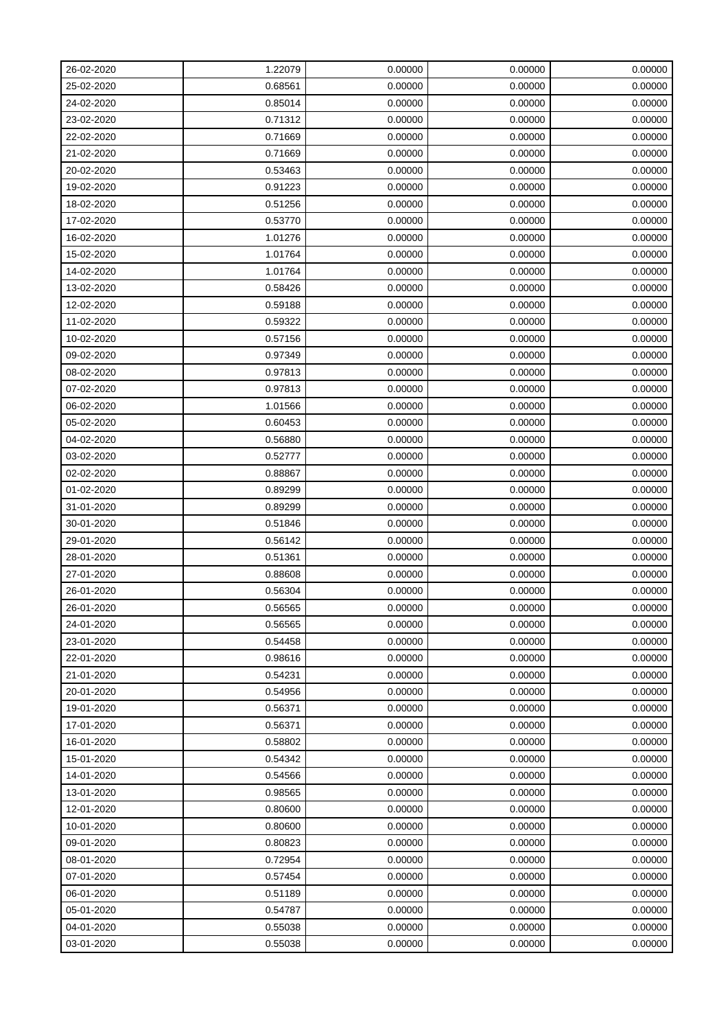| 26-02-2020 | 1.22079 | 0.00000 | 0.00000 | 0.00000 |
|---|---|---|---|---|
| 25-02-2020 | 0.68561 | 0.00000 | 0.00000 | 0.00000 |
| 24-02-2020 | 0.85014 | 0.00000 | 0.00000 | 0.00000 |
| 23-02-2020 | 0.71312 | 0.00000 | 0.00000 | 0.00000 |
| 22-02-2020 | 0.71669 | 0.00000 | 0.00000 | 0.00000 |
| 21-02-2020 | 0.71669 | 0.00000 | 0.00000 | 0.00000 |
| 20-02-2020 | 0.53463 | 0.00000 | 0.00000 | 0.00000 |
| 19-02-2020 | 0.91223 | 0.00000 | 0.00000 | 0.00000 |
| 18-02-2020 | 0.51256 | 0.00000 | 0.00000 | 0.00000 |
| 17-02-2020 | 0.53770 | 0.00000 | 0.00000 | 0.00000 |
| 16-02-2020 | 1.01276 | 0.00000 | 0.00000 | 0.00000 |
| 15-02-2020 | 1.01764 | 0.00000 | 0.00000 | 0.00000 |
| 14-02-2020 | 1.01764 | 0.00000 | 0.00000 | 0.00000 |
| 13-02-2020 | 0.58426 | 0.00000 | 0.00000 | 0.00000 |
| 12-02-2020 | 0.59188 | 0.00000 | 0.00000 | 0.00000 |
| 11-02-2020 | 0.59322 | 0.00000 | 0.00000 | 0.00000 |
| 10-02-2020 | 0.57156 | 0.00000 | 0.00000 | 0.00000 |
| 09-02-2020 | 0.97349 | 0.00000 | 0.00000 | 0.00000 |
| 08-02-2020 | 0.97813 | 0.00000 | 0.00000 | 0.00000 |
| 07-02-2020 | 0.97813 | 0.00000 | 0.00000 | 0.00000 |
| 06-02-2020 | 1.01566 | 0.00000 | 0.00000 | 0.00000 |
| 05-02-2020 | 0.60453 | 0.00000 | 0.00000 | 0.00000 |
| 04-02-2020 | 0.56880 | 0.00000 | 0.00000 | 0.00000 |
| 03-02-2020 | 0.52777 | 0.00000 | 0.00000 | 0.00000 |
| 02-02-2020 | 0.88867 | 0.00000 | 0.00000 | 0.00000 |
| 01-02-2020 | 0.89299 | 0.00000 | 0.00000 | 0.00000 |
| 31-01-2020 | 0.89299 | 0.00000 | 0.00000 | 0.00000 |
| 30-01-2020 | 0.51846 | 0.00000 | 0.00000 | 0.00000 |
| 29-01-2020 | 0.56142 | 0.00000 | 0.00000 | 0.00000 |
| 28-01-2020 | 0.51361 | 0.00000 | 0.00000 | 0.00000 |
| 27-01-2020 | 0.88608 | 0.00000 | 0.00000 | 0.00000 |
| 26-01-2020 | 0.56304 | 0.00000 | 0.00000 | 0.00000 |
| 26-01-2020 | 0.56565 | 0.00000 | 0.00000 | 0.00000 |
| 24-01-2020 | 0.56565 | 0.00000 | 0.00000 | 0.00000 |
| 23-01-2020 | 0.54458 | 0.00000 | 0.00000 | 0.00000 |
| 22-01-2020 | 0.98616 | 0.00000 | 0.00000 | 0.00000 |
| 21-01-2020 | 0.54231 | 0.00000 | 0.00000 | 0.00000 |
| 20-01-2020 | 0.54956 | 0.00000 | 0.00000 | 0.00000 |
| 19-01-2020 | 0.56371 | 0.00000 | 0.00000 | 0.00000 |
| 17-01-2020 | 0.56371 | 0.00000 | 0.00000 | 0.00000 |
| 16-01-2020 | 0.58802 | 0.00000 | 0.00000 | 0.00000 |
| 15-01-2020 | 0.54342 | 0.00000 | 0.00000 | 0.00000 |
| 14-01-2020 | 0.54566 | 0.00000 | 0.00000 | 0.00000 |
| 13-01-2020 | 0.98565 | 0.00000 | 0.00000 | 0.00000 |
| 12-01-2020 | 0.80600 | 0.00000 | 0.00000 | 0.00000 |
| 10-01-2020 | 0.80600 | 0.00000 | 0.00000 | 0.00000 |
| 09-01-2020 | 0.80823 | 0.00000 | 0.00000 | 0.00000 |
| 08-01-2020 | 0.72954 | 0.00000 | 0.00000 | 0.00000 |
| 07-01-2020 | 0.57454 | 0.00000 | 0.00000 | 0.00000 |
| 06-01-2020 | 0.51189 | 0.00000 | 0.00000 | 0.00000 |
| 05-01-2020 | 0.54787 | 0.00000 | 0.00000 | 0.00000 |
| 04-01-2020 | 0.55038 | 0.00000 | 0.00000 | 0.00000 |
| 03-01-2020 | 0.55038 | 0.00000 | 0.00000 | 0.00000 |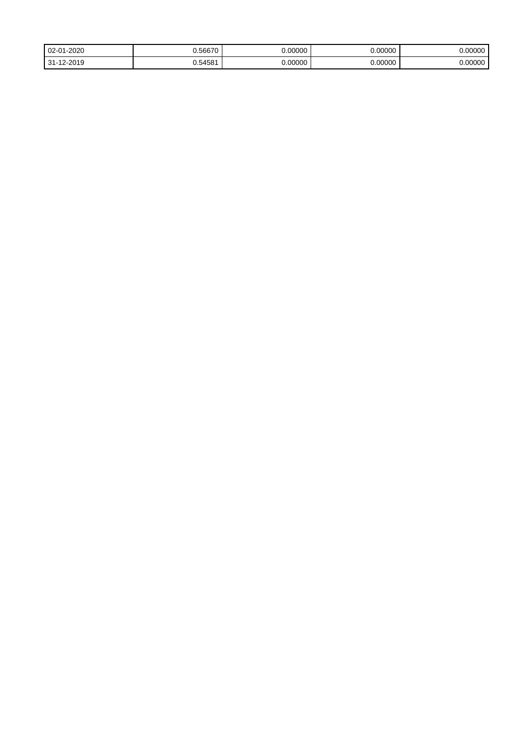| | | | | |
|---|---|---|---|---|
| 02-01-2020 | 0.56670 | 0.00000 | 0.00000 | 0.00000 |
| 31-12-2019 | 0.54581 | 0.00000 | 0.00000 | 0.00000 |